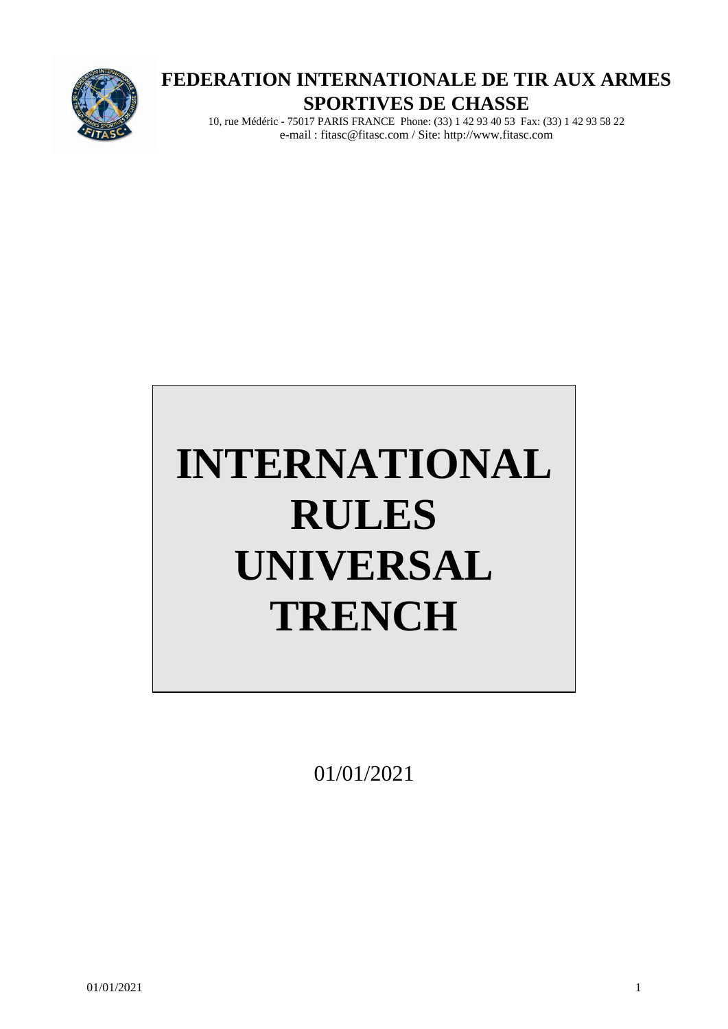# FEDERATION INTERNATIONALE DE TIR AUX ARMES SPORTIVES DE CHASSE

10, rue Médéric - 75017 PARIS FRANCE Phone: (33) 1 42 93 40 53 Fax: (33) 1 42 93 58 22
e-mail : fitasc@fitasc.com / Site: http://www.fitasc.com

# INTERNATIONAL RULES UNIVERSAL TRENCH

01/01/2021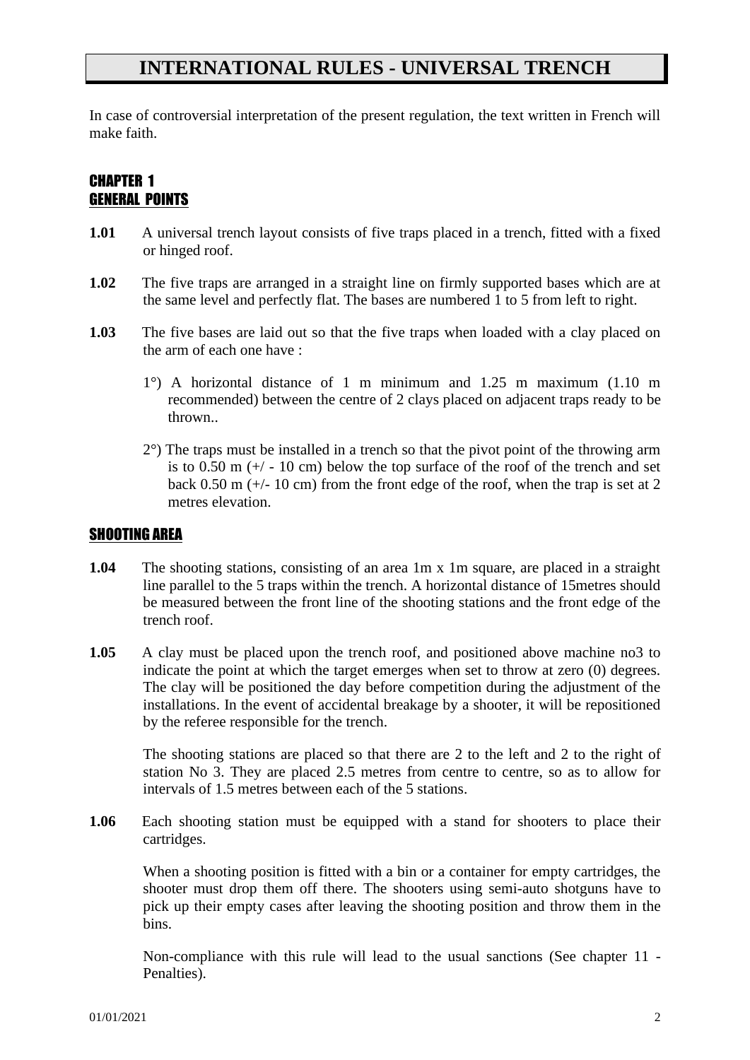# INTERNATIONAL RULES - UNIVERSAL TRENCH

In case of controversial interpretation of the present regulation, the text written in French will make faith.

## CHAPTER 1
## GENERAL POINTS

**1.01** A universal trench layout consists of five traps placed in a trench, fitted with a fixed or hinged roof.

**1.02** The five traps are arranged in a straight line on firmly supported bases which are at the same level and perfectly flat. The bases are numbered 1 to 5 from left to right.

**1.03** The five bases are laid out so that the five traps when loaded with a clay placed on the arm of each one have :

1°) A horizontal distance of 1 m minimum and 1.25 m maximum (1.10 m recommended) between the centre of 2 clays placed on adjacent traps ready to be thrown..

2°) The traps must be installed in a trench so that the pivot point of the throwing arm is to 0.50 m (+/ - 10 cm) below the top surface of the roof of the trench and set back 0.50 m (+/- 10 cm) from the front edge of the roof, when the trap is set at 2 metres elevation.

## SHOOTING AREA

**1.04** The shooting stations, consisting of an area 1m x 1m square, are placed in a straight line parallel to the 5 traps within the trench. A horizontal distance of 15metres should be measured between the front line of the shooting stations and the front edge of the trench roof.

**1.05** A clay must be placed upon the trench roof, and positioned above machine no3 to indicate the point at which the target emerges when set to throw at zero (0) degrees. The clay will be positioned the day before competition during the adjustment of the installations. In the event of accidental breakage by a shooter, it will be repositioned by the referee responsible for the trench.

The shooting stations are placed so that there are 2 to the left and 2 to the right of station No 3. They are placed 2.5 metres from centre to centre, so as to allow for intervals of 1.5 metres between each of the 5 stations.

**1.06** Each shooting station must be equipped with a stand for shooters to place their cartridges.

When a shooting position is fitted with a bin or a container for empty cartridges, the shooter must drop them off there. The shooters using semi-auto shotguns have to pick up their empty cases after leaving the shooting position and throw them in the bins.

Non-compliance with this rule will lead to the usual sanctions (See chapter 11 - Penalties).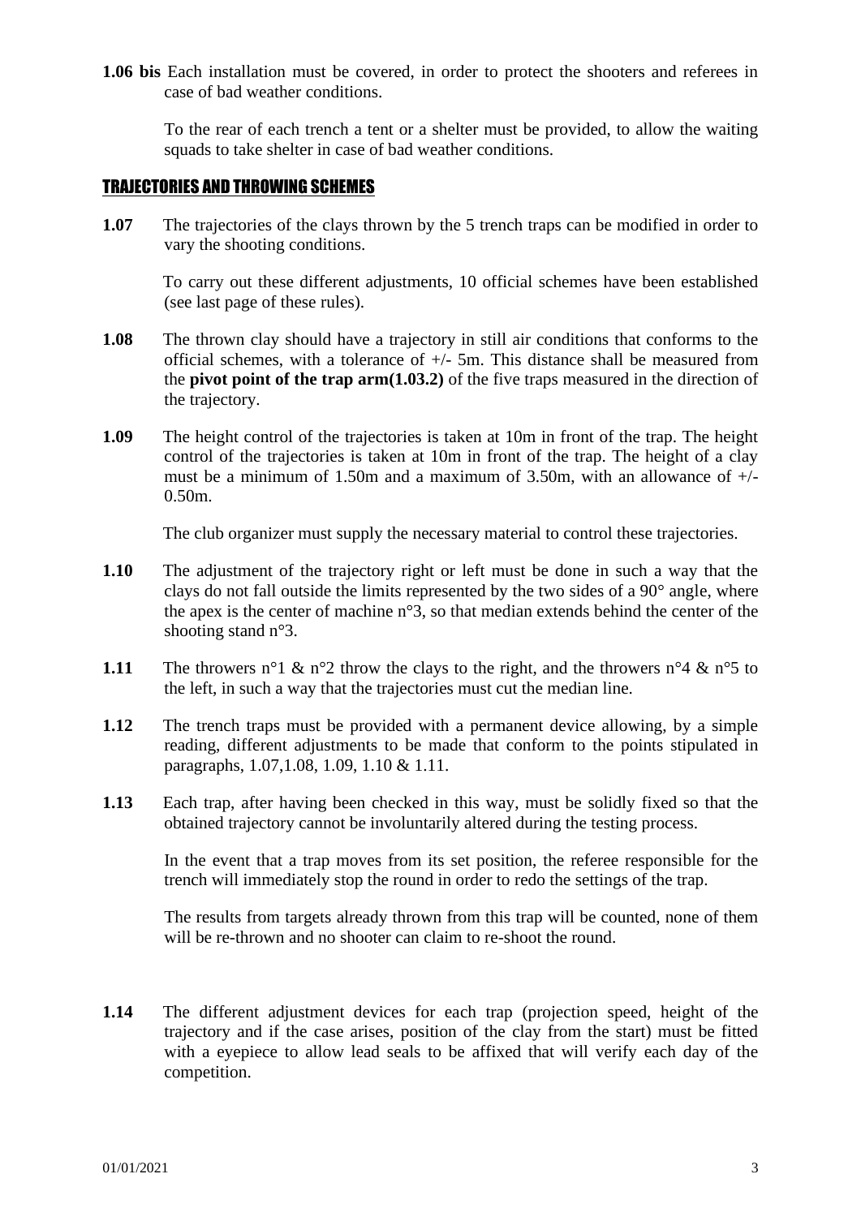**1.06 bis** Each installation must be covered, in order to protect the shooters and referees in case of bad weather conditions.

To the rear of each trench a tent or a shelter must be provided, to allow the waiting squads to take shelter in case of bad weather conditions.

## TRAJECTORIES AND THROWING SCHEMES

**1.07** The trajectories of the clays thrown by the 5 trench traps can be modified in order to vary the shooting conditions.

To carry out these different adjustments, 10 official schemes have been established (see last page of these rules).

**1.08** The thrown clay should have a trajectory in still air conditions that conforms to the official schemes, with a tolerance of +/- 5m. This distance shall be measured from the **pivot point of the trap arm(1.03.2)** of the five traps measured in the direction of the trajectory.

**1.09** The height control of the trajectories is taken at 10m in front of the trap. The height control of the trajectories is taken at 10m in front of the trap. The height of a clay must be a minimum of 1.50m and a maximum of 3.50m, with an allowance of +/- 0.50m.

The club organizer must supply the necessary material to control these trajectories.

**1.10** The adjustment of the trajectory right or left must be done in such a way that the clays do not fall outside the limits represented by the two sides of a 90° angle, where the apex is the center of machine n°3, so that median extends behind the center of the shooting stand n°3.

**1.11** The throwers n°1 & n°2 throw the clays to the right, and the throwers n°4 & n°5 to the left, in such a way that the trajectories must cut the median line.

**1.12** The trench traps must be provided with a permanent device allowing, by a simple reading, different adjustments to be made that conform to the points stipulated in paragraphs, 1.07,1.08, 1.09, 1.10 & 1.11.

**1.13** Each trap, after having been checked in this way, must be solidly fixed so that the obtained trajectory cannot be involuntarily altered during the testing process.

In the event that a trap moves from its set position, the referee responsible for the trench will immediately stop the round in order to redo the settings of the trap.

The results from targets already thrown from this trap will be counted, none of them will be re-thrown and no shooter can claim to re-shoot the round.

**1.14** The different adjustment devices for each trap (projection speed, height of the trajectory and if the case arises, position of the clay from the start) must be fitted with a eyepiece to allow lead seals to be affixed that will verify each day of the competition.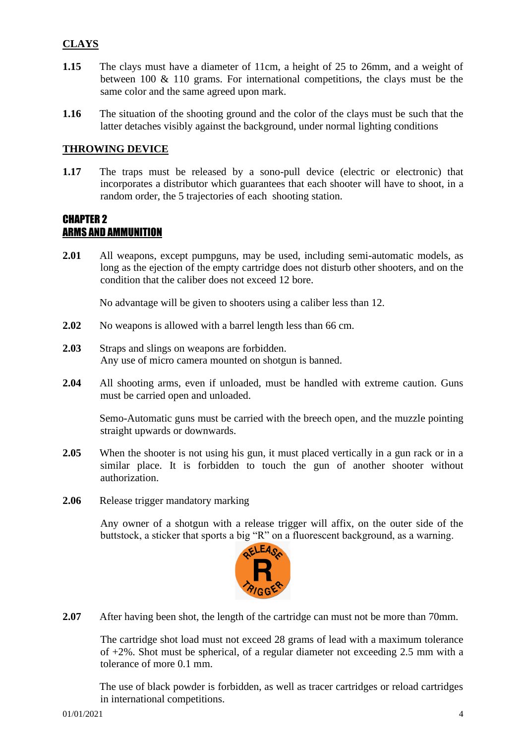## CLAYS

**1.15** The clays must have a diameter of 11cm, a height of 25 to 26mm, and a weight of between 100 & 110 grams. For international competitions, the clays must be the same color and the same agreed upon mark.

**1.16** The situation of the shooting ground and the color of the clays must be such that the latter detaches visibly against the background, under normal lighting conditions

## THROWING DEVICE

**1.17** The traps must be released by a sono-pull device (electric or electronic) that incorporates a distributor which guarantees that each shooter will have to shoot, in a random order, the 5 trajectories of each shooting station.

# CHAPTER 2
# ARMS AND AMMUNITION

**2.01** All weapons, except pumpguns, may be used, including semi-automatic models, as long as the ejection of the empty cartridge does not disturb other shooters, and on the condition that the caliber does not exceed 12 bore.

No advantage will be given to shooters using a caliber less than 12.

**2.02** No weapons is allowed with a barrel length less than 66 cm.

**2.03** Straps and slings on weapons are forbidden.
Any use of micro camera mounted on shotgun is banned.

**2.04** All shooting arms, even if unloaded, must be handled with extreme caution. Guns must be carried open and unloaded.

Semo-Automatic guns must be carried with the breech open, and the muzzle pointing straight upwards or downwards.

**2.05** When the shooter is not using his gun, it must placed vertically in a gun rack or in a similar place. It is forbidden to touch the gun of another shooter without authorization.

**2.06** Release trigger mandatory marking

Any owner of a shotgun with a release trigger will affix, on the outer side of the buttstock, a sticker that sports a big "R" on a fluorescent background, as a warning.

**2.07** After having been shot, the length of the cartridge can must not be more than 70mm.

The cartridge shot load must not exceed 28 grams of lead with a maximum tolerance of +2%. Shot must be spherical, of a regular diameter not exceeding 2.5 mm with a tolerance of more 0.1 mm.

The use of black powder is forbidden, as well as tracer cartridges or reload cartridges in international competitions.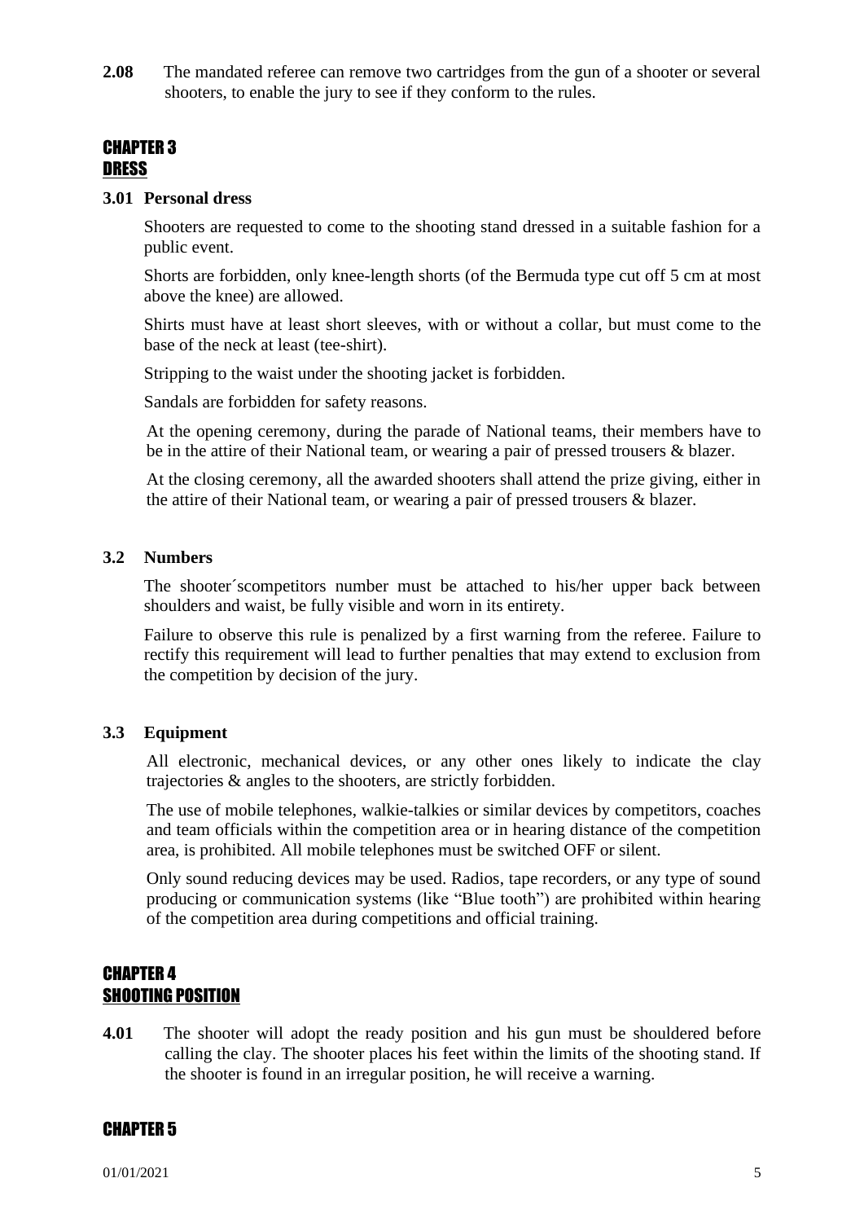**2.08** The mandated referee can remove two cartridges from the gun of a shooter or several shooters, to enable the jury to see if they conform to the rules.

## CHAPTER 3
## DRESS

### 3.01 Personal dress

Shooters are requested to come to the shooting stand dressed in a suitable fashion for a public event.

Shorts are forbidden, only knee-length shorts (of the Bermuda type cut off 5 cm at most above the knee) are allowed.

Shirts must have at least short sleeves, with or without a collar, but must come to the base of the neck at least (tee-shirt).

Stripping to the waist under the shooting jacket is forbidden.

Sandals are forbidden for safety reasons.

At the opening ceremony, during the parade of National teams, their members have to be in the attire of their National team, or wearing a pair of pressed trousers & blazer.

At the closing ceremony, all the awarded shooters shall attend the prize giving, either in the attire of their National team, or wearing a pair of pressed trousers & blazer.

### 3.2 Numbers

The shooter´scompetitors number must be attached to his/her upper back between shoulders and waist, be fully visible and worn in its entirety.

Failure to observe this rule is penalized by a first warning from the referee. Failure to rectify this requirement will lead to further penalties that may extend to exclusion from the competition by decision of the jury.

### 3.3 Equipment

All electronic, mechanical devices, or any other ones likely to indicate the clay trajectories & angles to the shooters, are strictly forbidden.

The use of mobile telephones, walkie-talkies or similar devices by competitors, coaches and team officials within the competition area or in hearing distance of the competition area, is prohibited. All mobile telephones must be switched OFF or silent.

Only sound reducing devices may be used. Radios, tape recorders, or any type of sound producing or communication systems (like "Blue tooth") are prohibited within hearing of the competition area during competitions and official training.

## CHAPTER 4
## SHOOTING POSITION

**4.01** The shooter will adopt the ready position and his gun must be shouldered before calling the clay. The shooter places his feet within the limits of the shooting stand. If the shooter is found in an irregular position, he will receive a warning.

## CHAPTER 5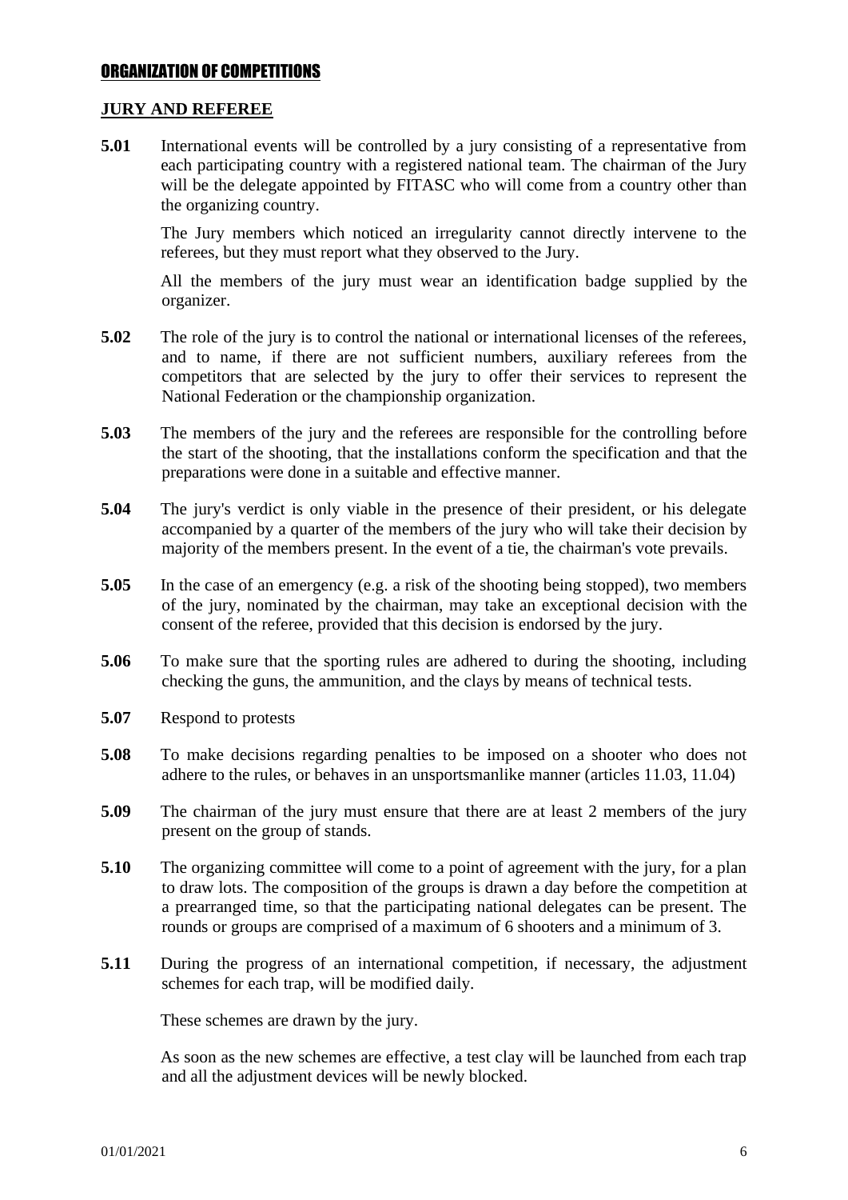## ORGANIZATION OF COMPETITIONS

### JURY AND REFEREE

**5.01** International events will be controlled by a jury consisting of a representative from each participating country with a registered national team. The chairman of the Jury will be the delegate appointed by FITASC who will come from a country other than the organizing country.

The Jury members which noticed an irregularity cannot directly intervene to the referees, but they must report what they observed to the Jury.

All the members of the jury must wear an identification badge supplied by the organizer.

**5.02** The role of the jury is to control the national or international licenses of the referees, and to name, if there are not sufficient numbers, auxiliary referees from the competitors that are selected by the jury to offer their services to represent the National Federation or the championship organization.

**5.03** The members of the jury and the referees are responsible for the controlling before the start of the shooting, that the installations conform the specification and that the preparations were done in a suitable and effective manner.

**5.04** The jury's verdict is only viable in the presence of their president, or his delegate accompanied by a quarter of the members of the jury who will take their decision by majority of the members present. In the event of a tie, the chairman's vote prevails.

**5.05** In the case of an emergency (e.g. a risk of the shooting being stopped), two members of the jury, nominated by the chairman, may take an exceptional decision with the consent of the referee, provided that this decision is endorsed by the jury.

**5.06** To make sure that the sporting rules are adhered to during the shooting, including checking the guns, the ammunition, and the clays by means of technical tests.

**5.07** Respond to protests

**5.08** To make decisions regarding penalties to be imposed on a shooter who does not adhere to the rules, or behaves in an unsportsmanlike manner (articles 11.03, 11.04)

**5.09** The chairman of the jury must ensure that there are at least 2 members of the jury present on the group of stands.

**5.10** The organizing committee will come to a point of agreement with the jury, for a plan to draw lots. The composition of the groups is drawn a day before the competition at a prearranged time, so that the participating national delegates can be present. The rounds or groups are comprised of a maximum of 6 shooters and a minimum of 3.

**5.11** During the progress of an international competition, if necessary, the adjustment schemes for each trap, will be modified daily.

These schemes are drawn by the jury.

As soon as the new schemes are effective, a test clay will be launched from each trap and all the adjustment devices will be newly blocked.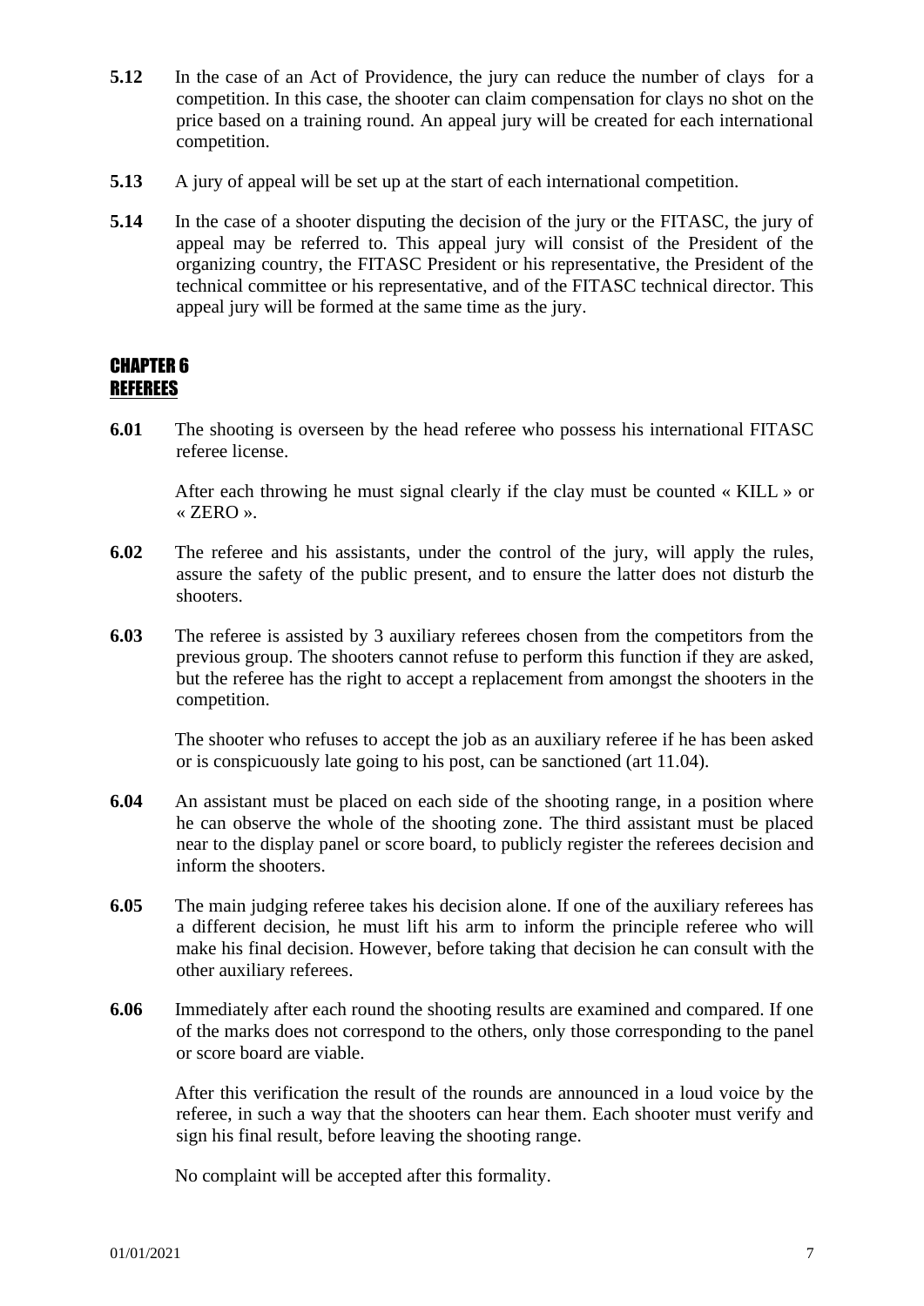**5.12** In the case of an Act of Providence, the jury can reduce the number of clays for a competition. In this case, the shooter can claim compensation for clays no shot on the price based on a training round. An appeal jury will be created for each international competition.

**5.13** A jury of appeal will be set up at the start of each international competition.

**5.14** In the case of a shooter disputing the decision of the jury or the FITASC, the jury of appeal may be referred to. This appeal jury will consist of the President of the organizing country, the FITASC President or his representative, the President of the technical committee or his representative, and of the FITASC technical director. This appeal jury will be formed at the same time as the jury.

## CHAPTER 6
## REFEREES

**6.01** The shooting is overseen by the head referee who possess his international FITASC referee license.

After each throwing he must signal clearly if the clay must be counted « KILL » or « ZERO ».

**6.02** The referee and his assistants, under the control of the jury, will apply the rules, assure the safety of the public present, and to ensure the latter does not disturb the shooters.

**6.03** The referee is assisted by 3 auxiliary referees chosen from the competitors from the previous group. The shooters cannot refuse to perform this function if they are asked, but the referee has the right to accept a replacement from amongst the shooters in the competition.

The shooter who refuses to accept the job as an auxiliary referee if he has been asked or is conspicuously late going to his post, can be sanctioned (art 11.04).

**6.04** An assistant must be placed on each side of the shooting range, in a position where he can observe the whole of the shooting zone. The third assistant must be placed near to the display panel or score board, to publicly register the referees decision and inform the shooters.

**6.05** The main judging referee takes his decision alone. If one of the auxiliary referees has a different decision, he must lift his arm to inform the principle referee who will make his final decision. However, before taking that decision he can consult with the other auxiliary referees.

**6.06** Immediately after each round the shooting results are examined and compared. If one of the marks does not correspond to the others, only those corresponding to the panel or score board are viable.

After this verification the result of the rounds are announced in a loud voice by the referee, in such a way that the shooters can hear them. Each shooter must verify and sign his final result, before leaving the shooting range.

No complaint will be accepted after this formality.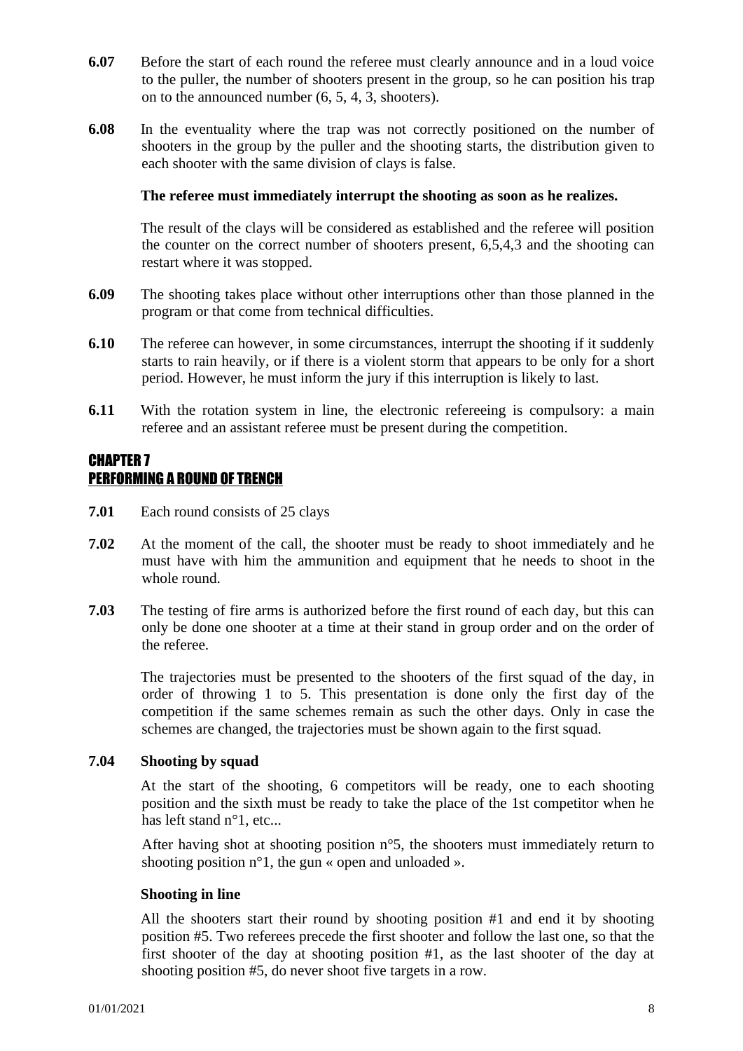**6.07** Before the start of each round the referee must clearly announce and in a loud voice to the puller, the number of shooters present in the group, so he can position his trap on to the announced number (6, 5, 4, 3, shooters).

**6.08** In the eventuality where the trap was not correctly positioned on the number of shooters in the group by the puller and the shooting starts, the distribution given to each shooter with the same division of clays is false.

**The referee must immediately interrupt the shooting as soon as he realizes.**

The result of the clays will be considered as established and the referee will position the counter on the correct number of shooters present, 6,5,4,3 and the shooting can restart where it was stopped.

**6.09** The shooting takes place without other interruptions other than those planned in the program or that come from technical difficulties.

**6.10** The referee can however, in some circumstances, interrupt the shooting if it suddenly starts to rain heavily, or if there is a violent storm that appears to be only for a short period. However, he must inform the jury if this interruption is likely to last.

**6.11** With the rotation system in line, the electronic refereeing is compulsory: a main referee and an assistant referee must be present during the competition.

## CHAPTER 7
## PERFORMING A ROUND OF TRENCH

**7.01** Each round consists of 25 clays

**7.02** At the moment of the call, the shooter must be ready to shoot immediately and he must have with him the ammunition and equipment that he needs to shoot in the whole round.

**7.03** The testing of fire arms is authorized before the first round of each day, but this can only be done one shooter at a time at their stand in group order and on the order of the referee.

The trajectories must be presented to the shooters of the first squad of the day, in order of throwing 1 to 5. This presentation is done only the first day of the competition if the same schemes remain as such the other days. Only in case the schemes are changed, the trajectories must be shown again to the first squad.

**7.04 Shooting by squad**

At the start of the shooting, 6 competitors will be ready, one to each shooting position and the sixth must be ready to take the place of the 1st competitor when he has left stand n°1, etc...

After having shot at shooting position n°5, the shooters must immediately return to shooting position n°1, the gun « open and unloaded ».

**Shooting in line**

All the shooters start their round by shooting position #1 and end it by shooting position #5. Two referees precede the first shooter and follow the last one, so that the first shooter of the day at shooting position #1, as the last shooter of the day at shooting position #5, do never shoot five targets in a row.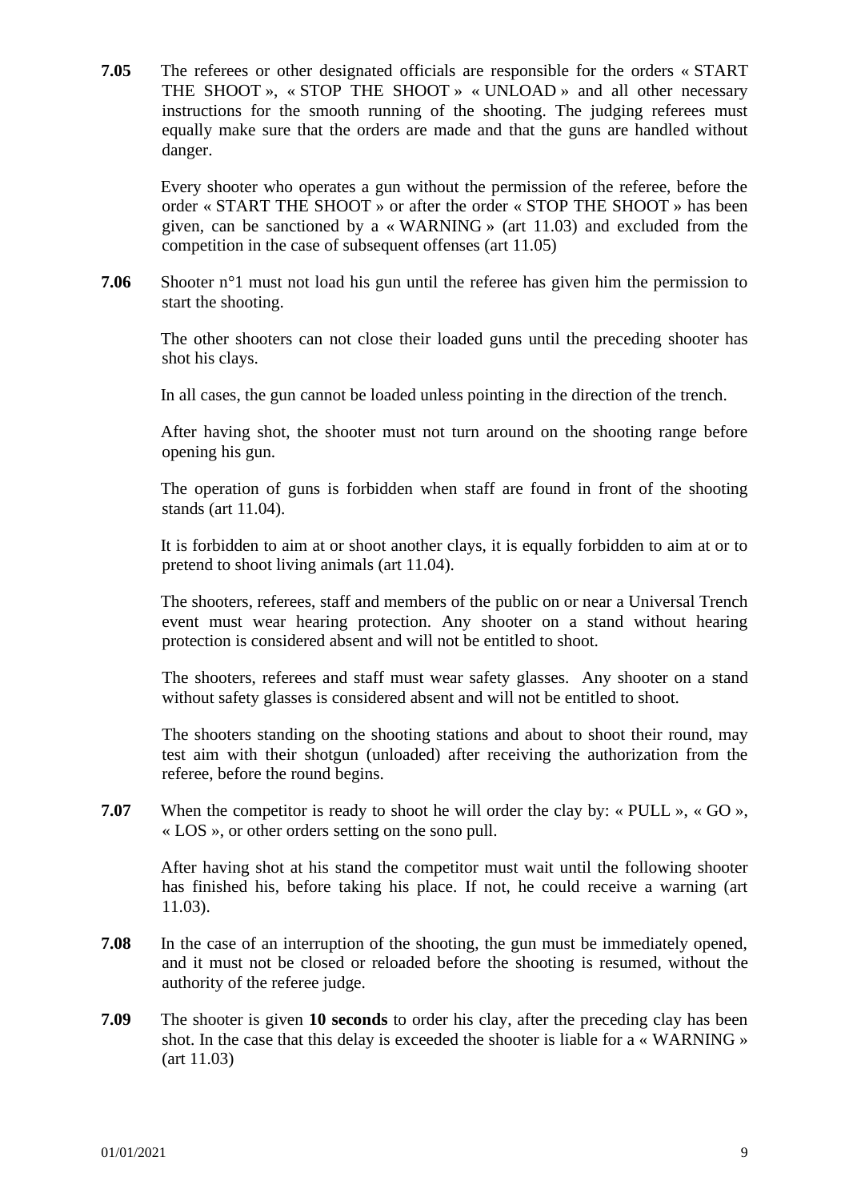**7.05** The referees or other designated officials are responsible for the orders « START THE SHOOT », « STOP THE SHOOT » « UNLOAD » and all other necessary instructions for the smooth running of the shooting. The judging referees must equally make sure that the orders are made and that the guns are handled without danger.

Every shooter who operates a gun without the permission of the referee, before the order « START THE SHOOT » or after the order « STOP THE SHOOT » has been given, can be sanctioned by a « WARNING » (art 11.03) and excluded from the competition in the case of subsequent offenses (art 11.05)

**7.06** Shooter n°1 must not load his gun until the referee has given him the permission to start the shooting.

The other shooters can not close their loaded guns until the preceding shooter has shot his clays.

In all cases, the gun cannot be loaded unless pointing in the direction of the trench.

After having shot, the shooter must not turn around on the shooting range before opening his gun.

The operation of guns is forbidden when staff are found in front of the shooting stands (art 11.04).

It is forbidden to aim at or shoot another clays, it is equally forbidden to aim at or to pretend to shoot living animals (art 11.04).

The shooters, referees, staff and members of the public on or near a Universal Trench event must wear hearing protection. Any shooter on a stand without hearing protection is considered absent and will not be entitled to shoot.

The shooters, referees and staff must wear safety glasses. Any shooter on a stand without safety glasses is considered absent and will not be entitled to shoot.

The shooters standing on the shooting stations and about to shoot their round, may test aim with their shotgun (unloaded) after receiving the authorization from the referee, before the round begins.

**7.07** When the competitor is ready to shoot he will order the clay by: « PULL », « GO », « LOS », or other orders setting on the sono pull.

After having shot at his stand the competitor must wait until the following shooter has finished his, before taking his place. If not, he could receive a warning (art 11.03).

**7.08** In the case of an interruption of the shooting, the gun must be immediately opened, and it must not be closed or reloaded before the shooting is resumed, without the authority of the referee judge.

**7.09** The shooter is given **10 seconds** to order his clay, after the preceding clay has been shot. In the case that this delay is exceeded the shooter is liable for a « WARNING » (art 11.03)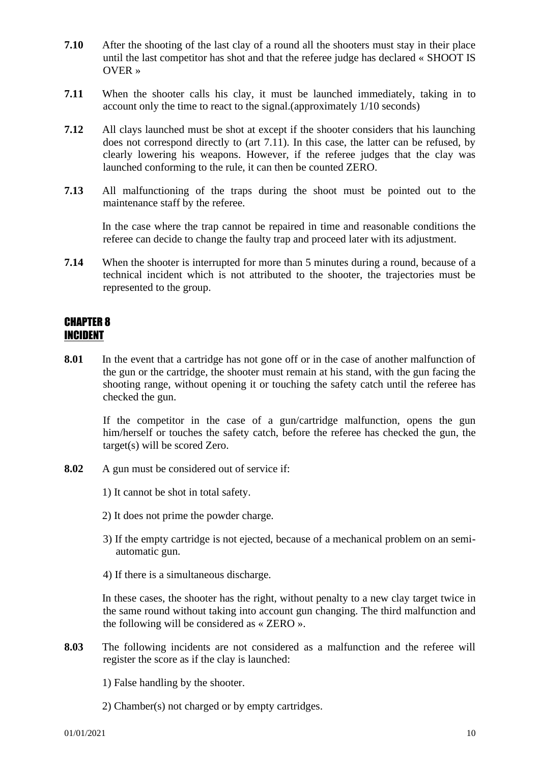**7.10** After the shooting of the last clay of a round all the shooters must stay in their place until the last competitor has shot and that the referee judge has declared « SHOOT IS OVER »

**7.11** When the shooter calls his clay, it must be launched immediately, taking in to account only the time to react to the signal.(approximately 1/10 seconds)

**7.12** All clays launched must be shot at except if the shooter considers that his launching does not correspond directly to (art 7.11). In this case, the latter can be refused, by clearly lowering his weapons. However, if the referee judges that the clay was launched conforming to the rule, it can then be counted ZERO.

**7.13** All malfunctioning of the traps during the shoot must be pointed out to the maintenance staff by the referee.

In the case where the trap cannot be repaired in time and reasonable conditions the referee can decide to change the faulty trap and proceed later with its adjustment.

**7.14** When the shooter is interrupted for more than 5 minutes during a round, because of a technical incident which is not attributed to the shooter, the trajectories must be represented to the group.

## CHAPTER 8
## INCIDENT

**8.01** In the event that a cartridge has not gone off or in the case of another malfunction of the gun or the cartridge, the shooter must remain at his stand, with the gun facing the shooting range, without opening it or touching the safety catch until the referee has checked the gun.

If the competitor in the case of a gun/cartridge malfunction, opens the gun him/herself or touches the safety catch, before the referee has checked the gun, the target(s) will be scored Zero.

**8.02** A gun must be considered out of service if:

1) It cannot be shot in total safety.

2) It does not prime the powder charge.

3) If the empty cartridge is not ejected, because of a mechanical problem on an semi-automatic gun.

4) If there is a simultaneous discharge.

In these cases, the shooter has the right, without penalty to a new clay target twice in the same round without taking into account gun changing. The third malfunction and the following will be considered as « ZERO ».

**8.03** The following incidents are not considered as a malfunction and the referee will register the score as if the clay is launched:

1) False handling by the shooter.

2) Chamber(s) not charged or by empty cartridges.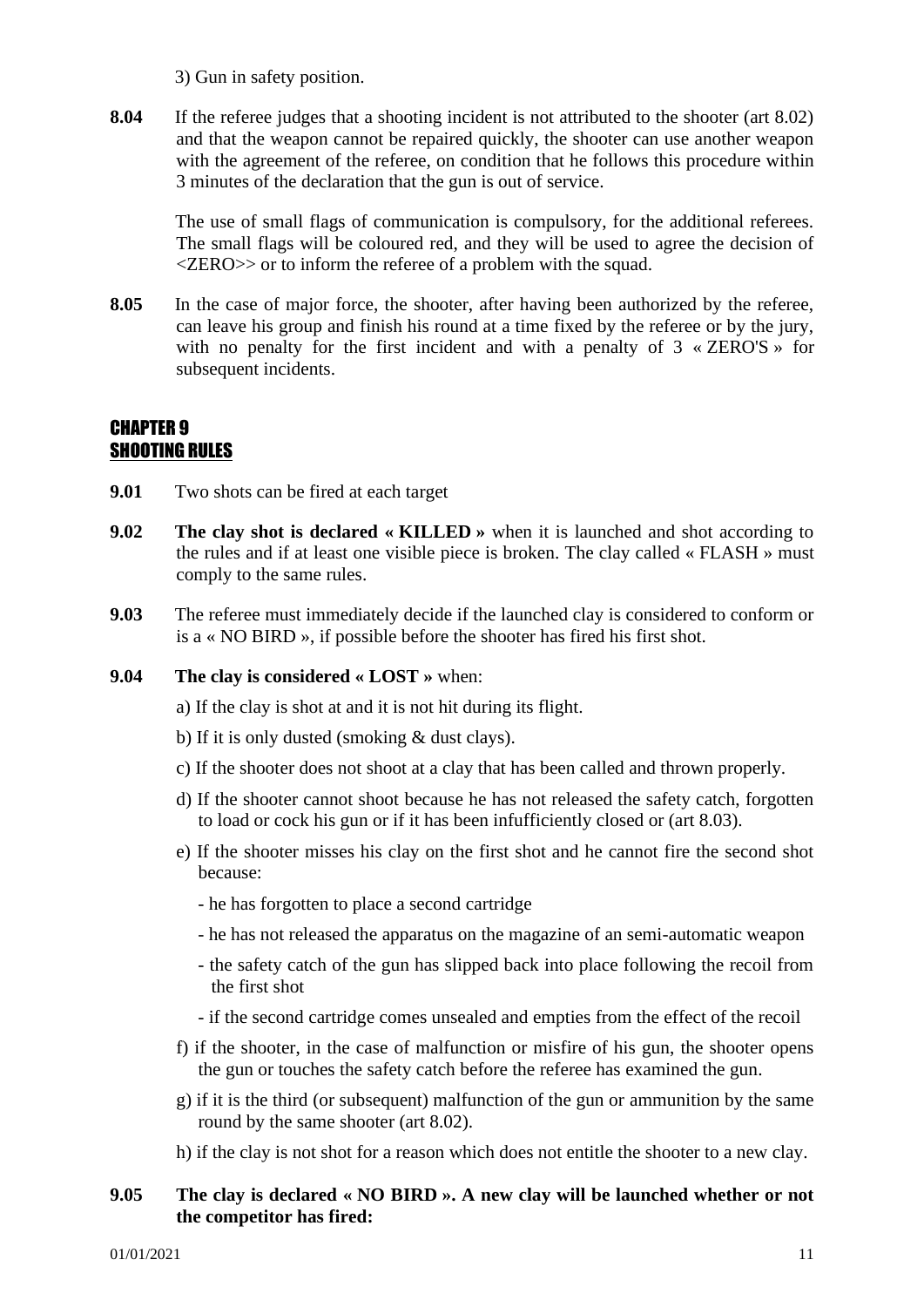3) Gun in safety position.

**8.04** If the referee judges that a shooting incident is not attributed to the shooter (art 8.02) and that the weapon cannot be repaired quickly, the shooter can use another weapon with the agreement of the referee, on condition that he follows this procedure within 3 minutes of the declaration that the gun is out of service.

The use of small flags of communication is compulsory, for the additional referees. The small flags will be coloured red, and they will be used to agree the decision of <ZERO>> or to inform the referee of a problem with the squad.

**8.05** In the case of major force, the shooter, after having been authorized by the referee, can leave his group and finish his round at a time fixed by the referee or by the jury, with no penalty for the first incident and with a penalty of 3 « ZERO'S » for subsequent incidents.

## CHAPTER 9
## SHOOTING RULES

**9.01** Two shots can be fired at each target

**9.02** **The clay shot is declared « KILLED »** when it is launched and shot according to the rules and if at least one visible piece is broken. The clay called « FLASH » must comply to the same rules.

**9.03** The referee must immediately decide if the launched clay is considered to conform or is a « NO BIRD », if possible before the shooter has fired his first shot.

**9.04** **The clay is considered « LOST »** when:

a) If the clay is shot at and it is not hit during its flight.

b) If it is only dusted (smoking & dust clays).

c) If the shooter does not shoot at a clay that has been called and thrown properly.

d) If the shooter cannot shoot because he has not released the safety catch, forgotten to load or cock his gun or if it has been infufficiently closed or (art 8.03).

e) If the shooter misses his clay on the first shot and he cannot fire the second shot because:

- he has forgotten to place a second cartridge
- he has not released the apparatus on the magazine of an semi-automatic weapon
- the safety catch of the gun has slipped back into place following the recoil from the first shot
- if the second cartridge comes unsealed and empties from the effect of the recoil

f) if the shooter, in the case of malfunction or misfire of his gun, the shooter opens the gun or touches the safety catch before the referee has examined the gun.

g) if it is the third (or subsequent) malfunction of the gun or ammunition by the same round by the same shooter (art 8.02).

h) if the clay is not shot for a reason which does not entitle the shooter to a new clay.

**9.05** **The clay is declared « NO BIRD ». A new clay will be launched whether or not the competitor has fired:**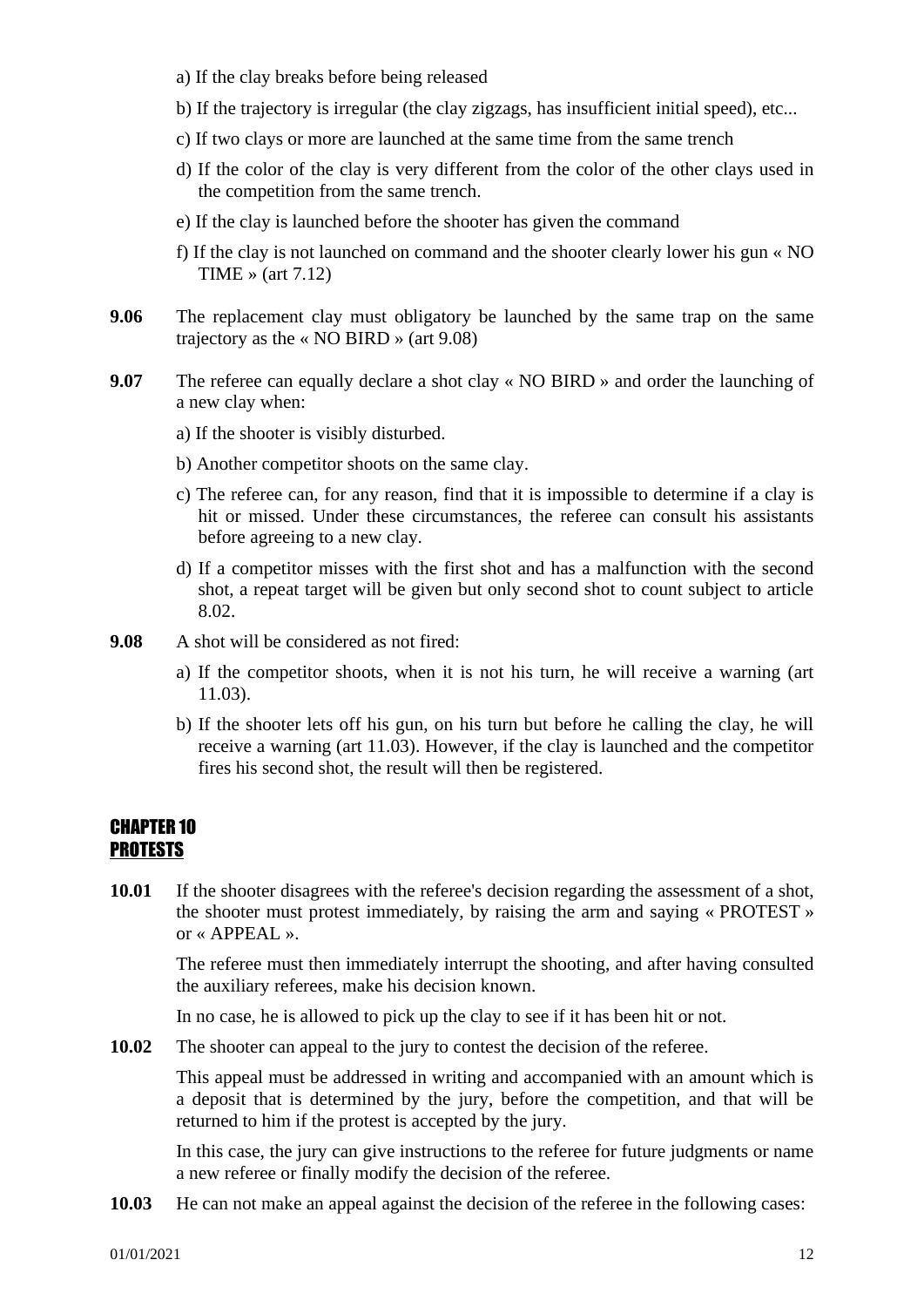a) If the clay breaks before being released

b) If the trajectory is irregular (the clay zigzags, has insufficient initial speed), etc...

c) If two clays or more are launched at the same time from the same trench

d) If the color of the clay is very different from the color of the other clays used in the competition from the same trench.

e) If the clay is launched before the shooter has given the command

f) If the clay is not launched on command and the shooter clearly lower his gun « NO TIME » (art 7.12)

**9.06** The replacement clay must obligatory be launched by the same trap on the same trajectory as the « NO BIRD » (art 9.08)

**9.07** The referee can equally declare a shot clay « NO BIRD » and order the launching of a new clay when:

a) If the shooter is visibly disturbed.

b) Another competitor shoots on the same clay.

c) The referee can, for any reason, find that it is impossible to determine if a clay is hit or missed. Under these circumstances, the referee can consult his assistants before agreeing to a new clay.

d) If a competitor misses with the first shot and has a malfunction with the second shot, a repeat target will be given but only second shot to count subject to article 8.02.

**9.08** A shot will be considered as not fired:

a) If the competitor shoots, when it is not his turn, he will receive a warning (art 11.03).

b) If the shooter lets off his gun, on his turn but before he calling the clay, he will receive a warning (art 11.03). However, if the clay is launched and the competitor fires his second shot, the result will then be registered.

## CHAPTER 10
## PROTESTS

**10.01** If the shooter disagrees with the referee's decision regarding the assessment of a shot, the shooter must protest immediately, by raising the arm and saying « PROTEST » or « APPEAL ».

The referee must then immediately interrupt the shooting, and after having consulted the auxiliary referees, make his decision known.

In no case, he is allowed to pick up the clay to see if it has been hit or not.

**10.02** The shooter can appeal to the jury to contest the decision of the referee.

This appeal must be addressed in writing and accompanied with an amount which is a deposit that is determined by the jury, before the competition, and that will be returned to him if the protest is accepted by the jury.

In this case, the jury can give instructions to the referee for future judgments or name a new referee or finally modify the decision of the referee.

**10.03** He can not make an appeal against the decision of the referee in the following cases: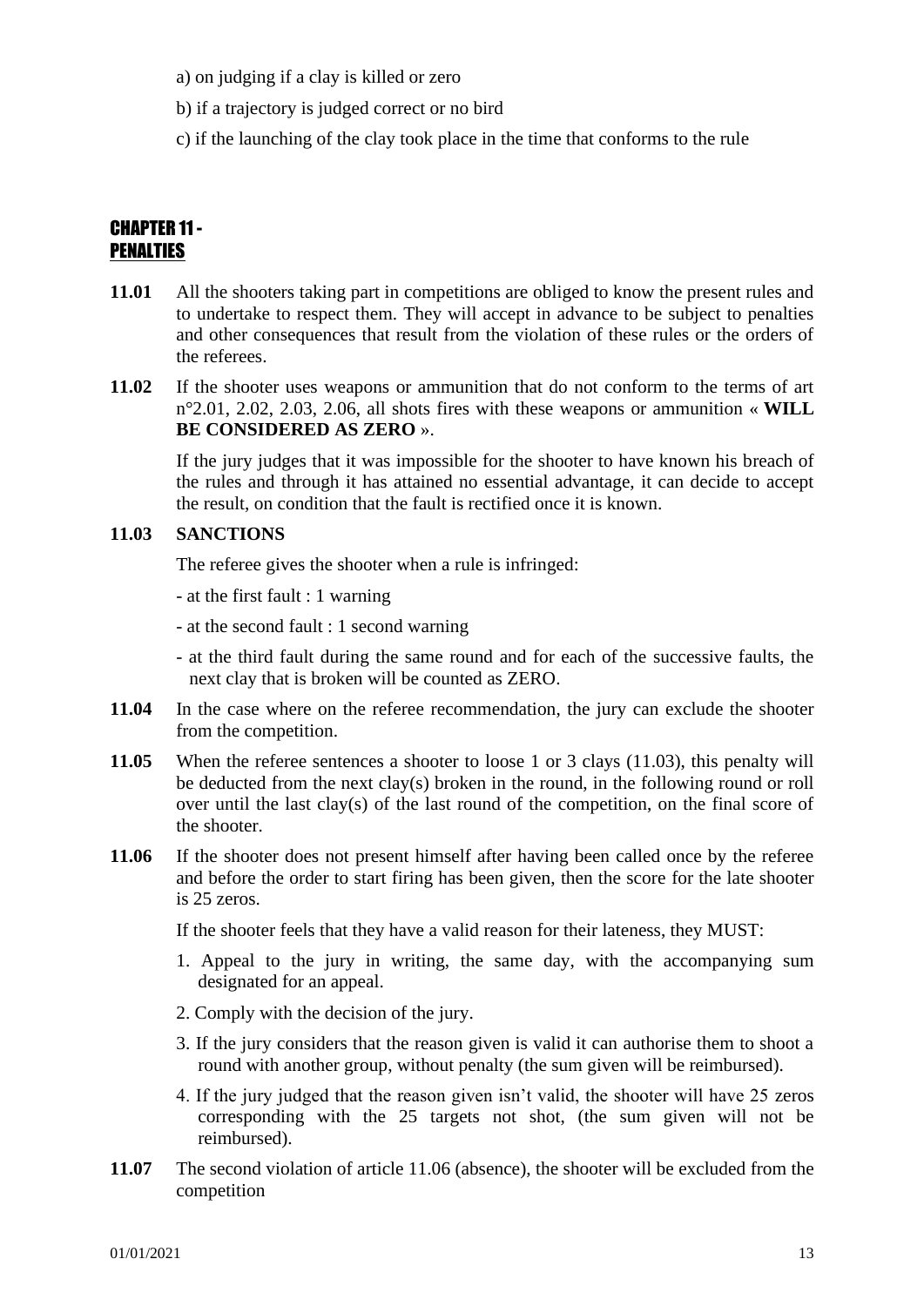a) on judging if a clay is killed or zero

b) if a trajectory is judged correct or no bird

c) if the launching of the clay took place in the time that conforms to the rule

## CHAPTER 11 - PENALTIES

**11.01** All the shooters taking part in competitions are obliged to know the present rules and to undertake to respect them. They will accept in advance to be subject to penalties and other consequences that result from the violation of these rules or the orders of the referees.

**11.02** If the shooter uses weapons or ammunition that do not conform to the terms of art n°2.01, 2.02, 2.03, 2.06, all shots fires with these weapons or ammunition « **WILL BE CONSIDERED AS ZERO** ».

If the jury judges that it was impossible for the shooter to have known his breach of the rules and through it has attained no essential advantage, it can decide to accept the result, on condition that the fault is rectified once it is known.

**11.03 SANCTIONS**

The referee gives the shooter when a rule is infringed:

- at the first fault : 1 warning
- at the second fault : 1 second warning
- at the third fault during the same round and for each of the successive faults, the next clay that is broken will be counted as ZERO.

**11.04** In the case where on the referee recommendation, the jury can exclude the shooter from the competition.

**11.05** When the referee sentences a shooter to loose 1 or 3 clays (11.03), this penalty will be deducted from the next clay(s) broken in the round, in the following round or roll over until the last clay(s) of the last round of the competition, on the final score of the shooter.

**11.06** If the shooter does not present himself after having been called once by the referee and before the order to start firing has been given, then the score for the late shooter is 25 zeros.

If the shooter feels that they have a valid reason for their lateness, they MUST:

1. Appeal to the jury in writing, the same day, with the accompanying sum designated for an appeal.
2. Comply with the decision of the jury.
3. If the jury considers that the reason given is valid it can authorise them to shoot a round with another group, without penalty (the sum given will be reimbursed).
4. If the jury judged that the reason given isn't valid, the shooter will have 25 zeros corresponding with the 25 targets not shot, (the sum given will not be reimbursed).

**11.07** The second violation of article 11.06 (absence), the shooter will be excluded from the competition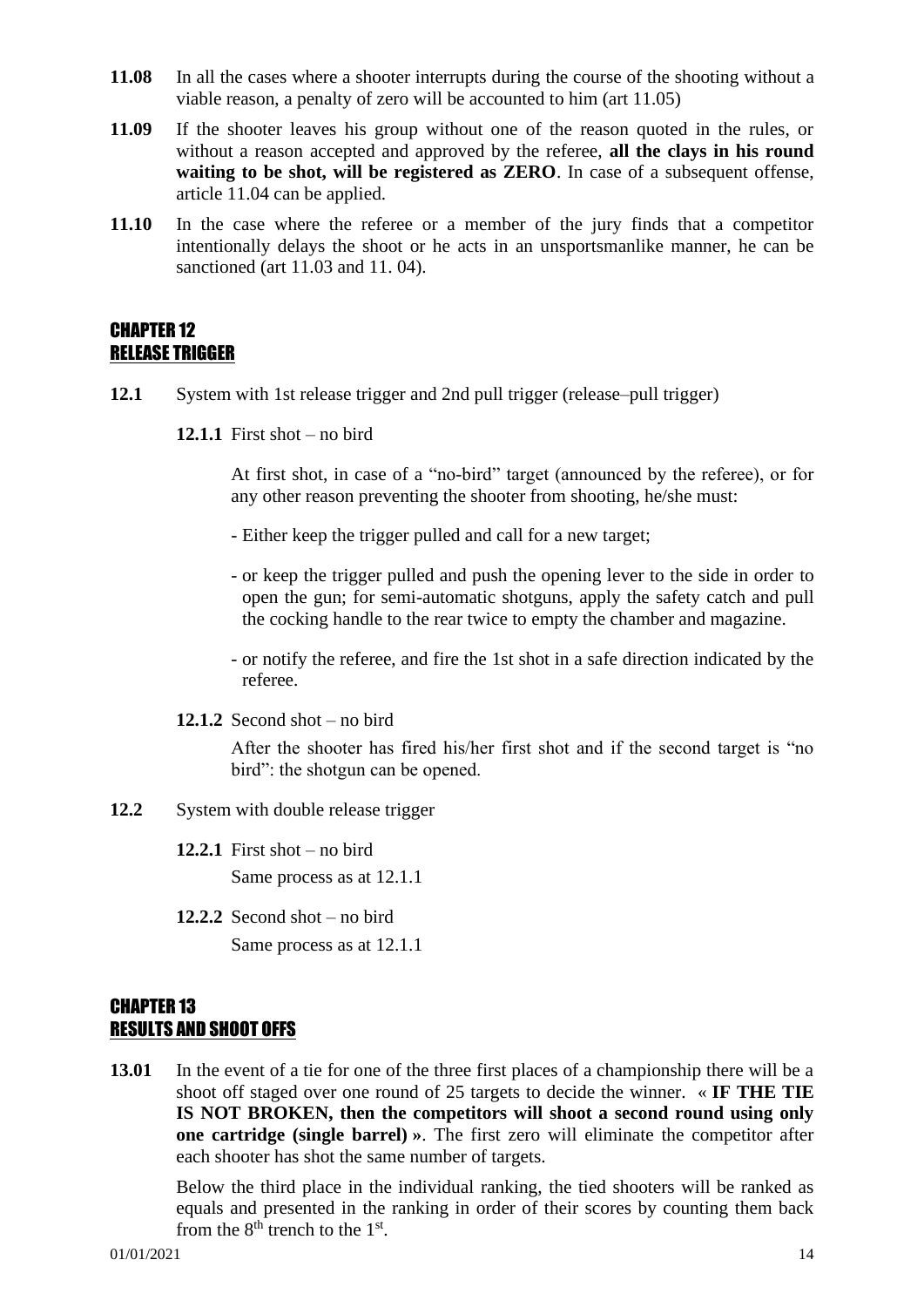**11.08** In all the cases where a shooter interrupts during the course of the shooting without a viable reason, a penalty of zero will be accounted to him (art 11.05)

**11.09** If the shooter leaves his group without one of the reason quoted in the rules, or without a reason accepted and approved by the referee, **all the clays in his round waiting to be shot, will be registered as ZERO**. In case of a subsequent offense, article 11.04 can be applied.

**11.10** In the case where the referee or a member of the jury finds that a competitor intentionally delays the shoot or he acts in an unsportsmanlike manner, he can be sanctioned (art 11.03 and 11. 04).

## CHAPTER 12
## RELEASE TRIGGER

**12.1** System with 1st release trigger and 2nd pull trigger (release–pull trigger)

**12.1.1** First shot – no bird

At first shot, in case of a "no-bird" target (announced by the referee), or for any other reason preventing the shooter from shooting, he/she must:

- Either keep the trigger pulled and call for a new target;
- or keep the trigger pulled and push the opening lever to the side in order to open the gun; for semi-automatic shotguns, apply the safety catch and pull the cocking handle to the rear twice to empty the chamber and magazine.
- or notify the referee, and fire the 1st shot in a safe direction indicated by the referee.

**12.1.2** Second shot – no bird

After the shooter has fired his/her first shot and if the second target is "no bird": the shotgun can be opened.

**12.2** System with double release trigger

**12.2.1** First shot – no bird

Same process as at 12.1.1

**12.2.2** Second shot – no bird

Same process as at 12.1.1

## CHAPTER 13
## RESULTS AND SHOOT OFFS

**13.01** In the event of a tie for one of the three first places of a championship there will be a shoot off staged over one round of 25 targets to decide the winner. « **IF THE TIE IS NOT BROKEN, then the competitors will shoot a second round using only one cartridge (single barrel)** ». The first zero will eliminate the competitor after each shooter has shot the same number of targets.

Below the third place in the individual ranking, the tied shooters will be ranked as equals and presented in the ranking in order of their scores by counting them back from the 8th trench to the 1st.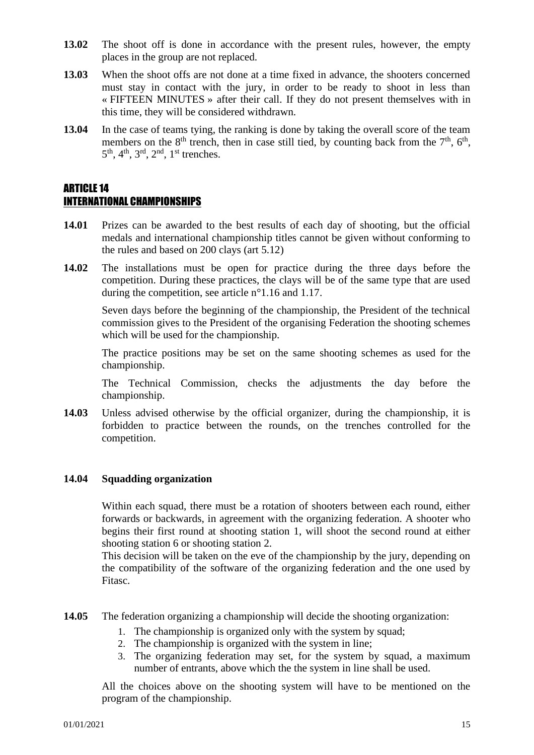**13.02** The shoot off is done in accordance with the present rules, however, the empty places in the group are not replaced.

**13.03** When the shoot offs are not done at a time fixed in advance, the shooters concerned must stay in contact with the jury, in order to be ready to shoot in less than « FIFTEEN MINUTES » after their call. If they do not present themselves with in this time, they will be considered withdrawn.

**13.04** In the case of teams tying, the ranking is done by taking the overall score of the team members on the 8th trench, then in case still tied, by counting back from the 7th, 6th, 5th, 4th, 3rd, 2nd, 1st trenches.

## ARTICLE 14
## INTERNATIONAL CHAMPIONSHIPS

**14.01** Prizes can be awarded to the best results of each day of shooting, but the official medals and international championship titles cannot be given without conforming to the rules and based on 200 clays (art 5.12)

**14.02** The installations must be open for practice during the three days before the competition. During these practices, the clays will be of the same type that are used during the competition, see article n°1.16 and 1.17.

Seven days before the beginning of the championship, the President of the technical commission gives to the President of the organising Federation the shooting schemes which will be used for the championship.

The practice positions may be set on the same shooting schemes as used for the championship.

The Technical Commission, checks the adjustments the day before the championship.

**14.03** Unless advised otherwise by the official organizer, during the championship, it is forbidden to practice between the rounds, on the trenches controlled for the competition.

**14.04 Squadding organization**

Within each squad, there must be a rotation of shooters between each round, either forwards or backwards, in agreement with the organizing federation. A shooter who begins their first round at shooting station 1, will shoot the second round at either shooting station 6 or shooting station 2.
This decision will be taken on the eve of the championship by the jury, depending on the compatibility of the software of the organizing federation and the one used by Fitasc.

**14.05** The federation organizing a championship will decide the shooting organization:

1. The championship is organized only with the system by squad;
2. The championship is organized with the system in line;
3. The organizing federation may set, for the system by squad, a maximum number of entrants, above which the the system in line shall be used.

All the choices above on the shooting system will have to be mentioned on the program of the championship.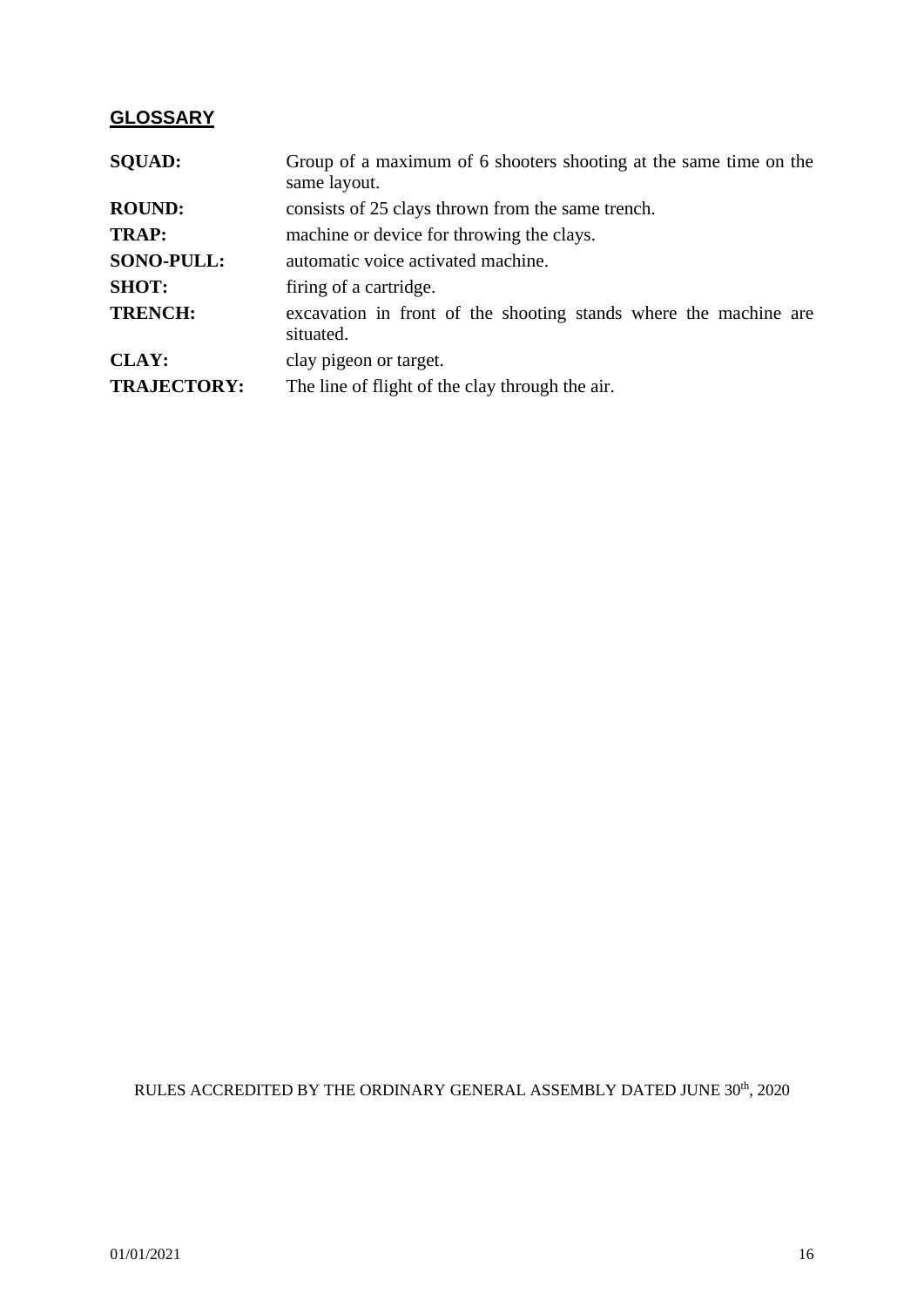## GLOSSARY

**SQUAD:** Group of a maximum of 6 shooters shooting at the same time on the same layout.

**ROUND:** consists of 25 clays thrown from the same trench.

**TRAP:** machine or device for throwing the clays.

**SONO-PULL:** automatic voice activated machine.

**SHOT:** firing of a cartridge.

**TRENCH:** excavation in front of the shooting stands where the machine are situated.

**CLAY:** clay pigeon or target.

**TRAJECTORY:** The line of flight of the clay through the air.

RULES ACCREDITED BY THE ORDINARY GENERAL ASSEMBLY DATED JUNE 30th, 2020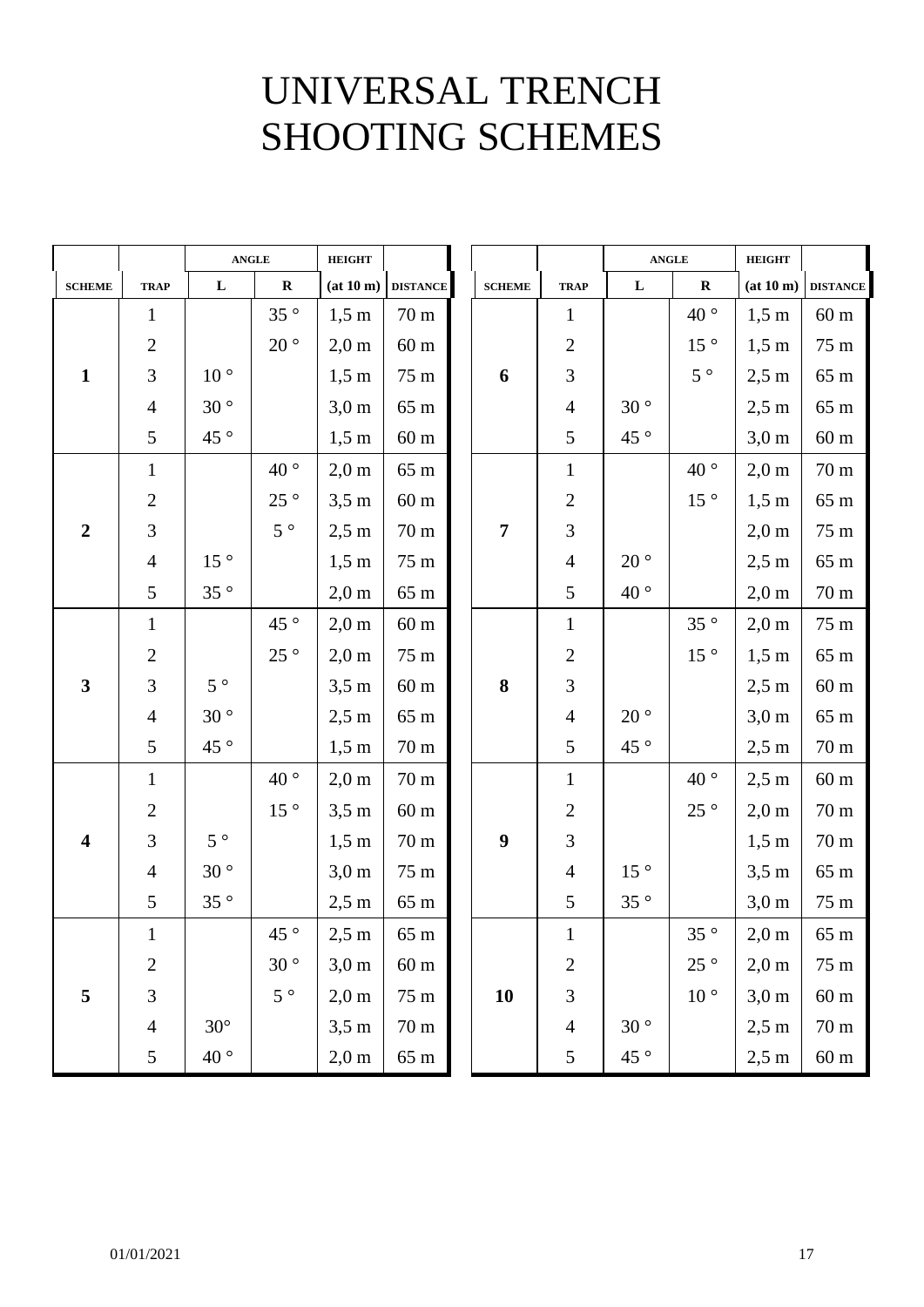# UNIVERSAL TRENCH SHOOTING SCHEMES

| | | ANGLE | | HEIGHT | |
|---|---|---|---|---|---|
| SCHEME | TRAP | L | R | (at 10 m) | DISTANCE |
| 1 | 1 | | 35 ° | 1,5 m | 70 m |
| | 2 | | 20 ° | 2,0 m | 60 m |
| | 3 | 10 ° | | 1,5 m | 75 m |
| | 4 | 30 ° | | 3,0 m | 65 m |
| | 5 | 45 ° | | 1,5 m | 60 m |
| 2 | 1 | | 40 ° | 2,0 m | 65 m |
| | 2 | | 25 ° | 3,5 m | 60 m |
| | 3 | | 5 ° | 2,5 m | 70 m |
| | 4 | 15 ° | | 1,5 m | 75 m |
| | 5 | 35 ° | | 2,0 m | 65 m |
| 3 | 1 | | 45 ° | 2,0 m | 60 m |
| | 2 | | 25 ° | 2,0 m | 75 m |
| | 3 | 5 ° | | 3,5 m | 60 m |
| | 4 | 30 ° | | 2,5 m | 65 m |
| | 5 | 45 ° | | 1,5 m | 70 m |
| 4 | 1 | | 40 ° | 2,0 m | 70 m |
| | 2 | | 15 ° | 3,5 m | 60 m |
| | 3 | 5 ° | | 1,5 m | 70 m |
| | 4 | 30 ° | | 3,0 m | 75 m |
| | 5 | 35 ° | | 2,5 m | 65 m |
| 5 | 1 | | 45 ° | 2,5 m | 65 m |
| | 2 | | 30 ° | 3,0 m | 60 m |
| | 3 | | 5 ° | 2,0 m | 75 m |
| | 4 | 30° | | 3,5 m | 70 m |
| | 5 | 40 ° | | 2,0 m | 65 m |

| | | ANGLE | | HEIGHT | |
|---|---|---|---|---|---|
| SCHEME | TRAP | L | R | (at 10 m) | DISTANCE |
| 6 | 1 | | 40 ° | 1,5 m | 60 m |
| | 2 | | 15 ° | 1,5 m | 75 m |
| | 3 | | 5 ° | 2,5 m | 65 m |
| | 4 | 30 ° | | 2,5 m | 65 m |
| | 5 | 45 ° | | 3,0 m | 60 m |
| 7 | 1 | | 40 ° | 2,0 m | 70 m |
| | 2 | | 15 ° | 1,5 m | 65 m |
| | 3 | | | 2,0 m | 75 m |
| | 4 | 20 ° | | 2,5 m | 65 m |
| | 5 | 40 ° | | 2,0 m | 70 m |
| 8 | 1 | | 35 ° | 2,0 m | 75 m |
| | 2 | | 15 ° | 1,5 m | 65 m |
| | 3 | | | 2,5 m | 60 m |
| | 4 | 20 ° | | 3,0 m | 65 m |
| | 5 | 45 ° | | 2,5 m | 70 m |
| 9 | 1 | | 40 ° | 2,5 m | 60 m |
| | 2 | | 25 ° | 2,0 m | 70 m |
| | 3 | | | 1,5 m | 70 m |
| | 4 | 15 ° | | 3,5 m | 65 m |
| | 5 | 35 ° | | 3,0 m | 75 m |
| 10 | 1 | | 35 ° | 2,0 m | 65 m |
| | 2 | | 25 ° | 2,0 m | 75 m |
| | 3 | | 10 ° | 3,0 m | 60 m |
| | 4 | 30 ° | | 2,5 m | 70 m |
| | 5 | 45 ° | | 2,5 m | 60 m |

01/01/2021